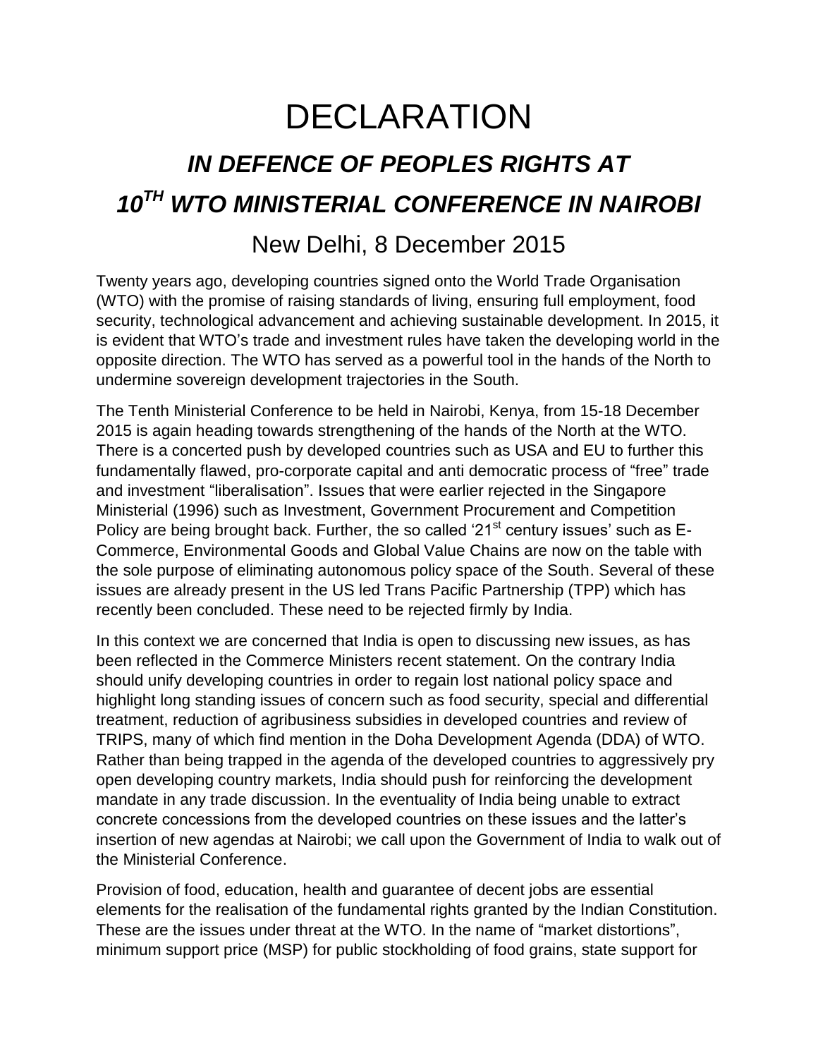# DECLARATION

## *IN DEFENCE OF PEOPLES RIGHTS AT 10TH WTO MINISTERIAL CONFERENCE IN NAIROBI*

### New Delhi, 8 December 2015

Twenty years ago, developing countries signed onto the World Trade Organisation (WTO) with the promise of raising standards of living, ensuring full employment, food security, technological advancement and achieving sustainable development. In 2015, it is evident that WTO's trade and investment rules have taken the developing world in the opposite direction. The WTO has served as a powerful tool in the hands of the North to undermine sovereign development trajectories in the South.

The Tenth Ministerial Conference to be held in Nairobi, Kenya, from 15-18 December 2015 is again heading towards strengthening of the hands of the North at the WTO. There is a concerted push by developed countries such as USA and EU to further this fundamentally flawed, pro-corporate capital and anti democratic process of "free" trade and investment "liberalisation". Issues that were earlier rejected in the Singapore Ministerial (1996) such as Investment, Government Procurement and Competition Policy are being brought back. Further, the so called '21st century issues' such as E-Commerce, Environmental Goods and Global Value Chains are now on the table with the sole purpose of eliminating autonomous policy space of the South. Several of these issues are already present in the US led Trans Pacific Partnership (TPP) which has recently been concluded. These need to be rejected firmly by India.

In this context we are concerned that India is open to discussing new issues, as has been reflected in the Commerce Ministers recent statement. On the contrary India should unify developing countries in order to regain lost national policy space and highlight long standing issues of concern such as food security, special and differential treatment, reduction of agribusiness subsidies in developed countries and review of TRIPS, many of which find mention in the Doha Development Agenda (DDA) of WTO. Rather than being trapped in the agenda of the developed countries to aggressively pry open developing country markets, India should push for reinforcing the development mandate in any trade discussion. In the eventuality of India being unable to extract concrete concessions from the developed countries on these issues and the latter's insertion of new agendas at Nairobi; we call upon the Government of India to walk out of the Ministerial Conference.

Provision of food, education, health and guarantee of decent jobs are essential elements for the realisation of the fundamental rights granted by the Indian Constitution. These are the issues under threat at the WTO. In the name of "market distortions", minimum support price (MSP) for public stockholding of food grains, state support for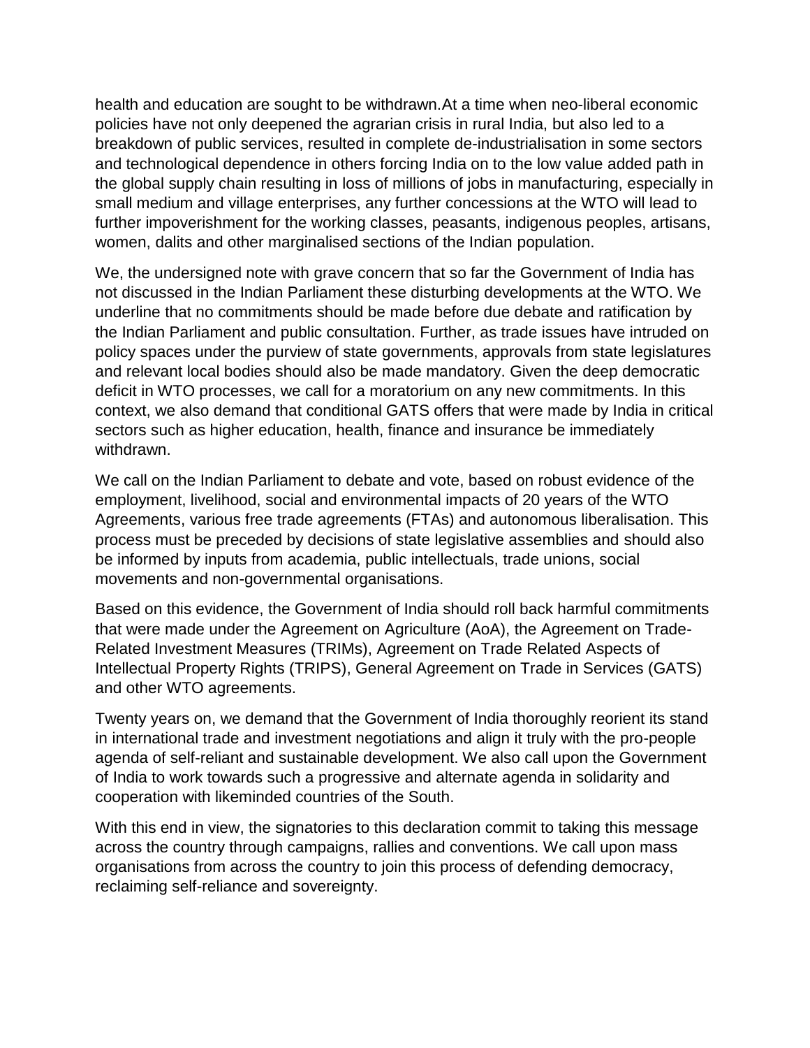health and education are sought to be withdrawn.At a time when neo-liberal economic policies have not only deepened the agrarian crisis in rural India, but also led to a breakdown of public services, resulted in complete de-industrialisation in some sectors and technological dependence in others forcing India on to the low value added path in the global supply chain resulting in loss of millions of jobs in manufacturing, especially in small medium and village enterprises, any further concessions at the WTO will lead to further impoverishment for the working classes, peasants, indigenous peoples, artisans, women, dalits and other marginalised sections of the Indian population.

We, the undersigned note with grave concern that so far the Government of India has not discussed in the Indian Parliament these disturbing developments at the WTO. We underline that no commitments should be made before due debate and ratification by the Indian Parliament and public consultation. Further, as trade issues have intruded on policy spaces under the purview of state governments, approvals from state legislatures and relevant local bodies should also be made mandatory. Given the deep democratic deficit in WTO processes, we call for a moratorium on any new commitments. In this context, we also demand that conditional GATS offers that were made by India in critical sectors such as higher education, health, finance and insurance be immediately withdrawn.

We call on the Indian Parliament to debate and vote, based on robust evidence of the employment, livelihood, social and environmental impacts of 20 years of the WTO Agreements, various free trade agreements (FTAs) and autonomous liberalisation. This process must be preceded by decisions of state legislative assemblies and should also be informed by inputs from academia, public intellectuals, trade unions, social movements and non-governmental organisations.

Based on this evidence, the Government of India should roll back harmful commitments that were made under the Agreement on Agriculture (AoA), the Agreement on Trade-Related Investment Measures (TRIMs), Agreement on Trade Related Aspects of Intellectual Property Rights (TRIPS), General Agreement on Trade in Services (GATS) and other WTO agreements.

Twenty years on, we demand that the Government of India thoroughly reorient its stand in international trade and investment negotiations and align it truly with the pro-people agenda of self-reliant and sustainable development. We also call upon the Government of India to work towards such a progressive and alternate agenda in solidarity and cooperation with likeminded countries of the South.

With this end in view, the signatories to this declaration commit to taking this message across the country through campaigns, rallies and conventions. We call upon mass organisations from across the country to join this process of defending democracy, reclaiming self-reliance and sovereignty.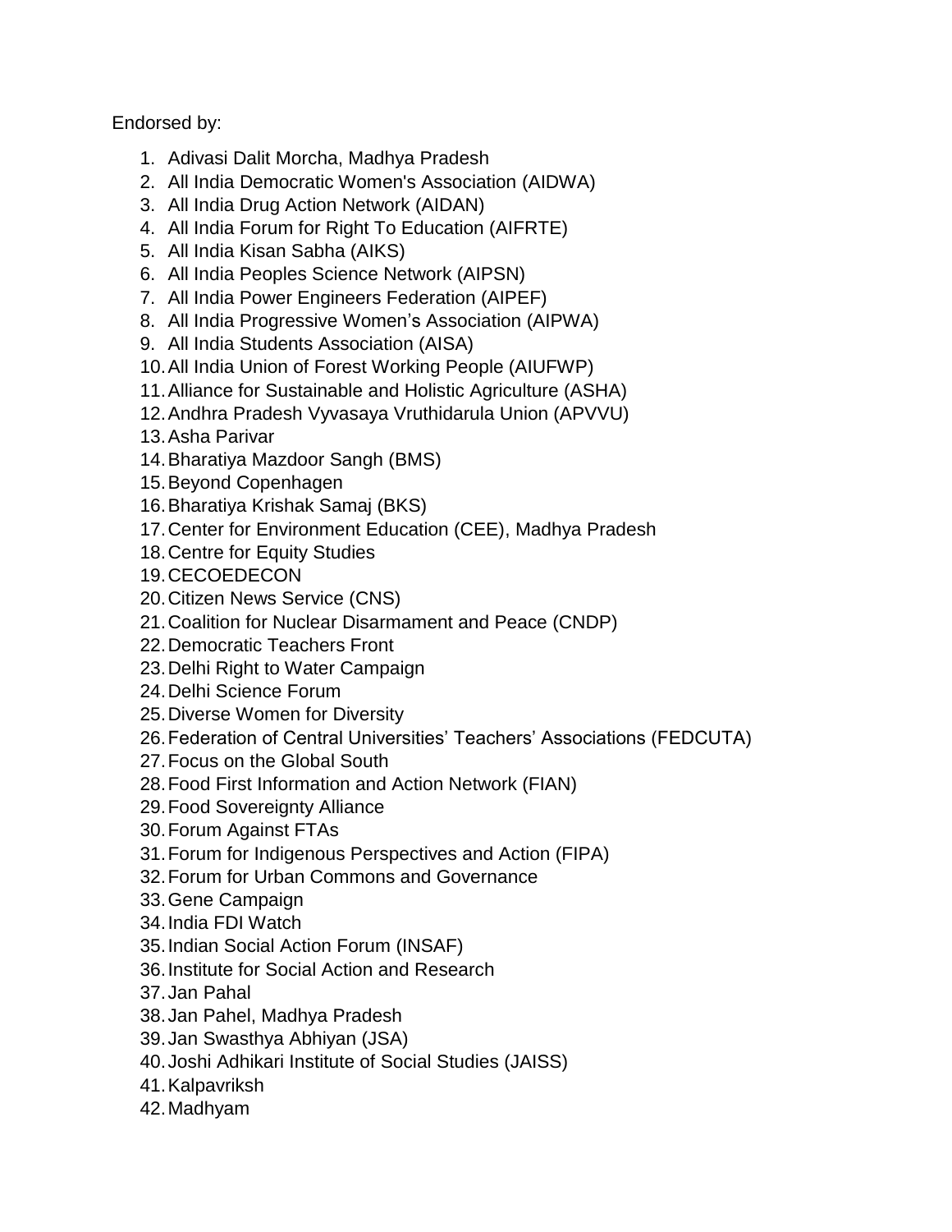Endorsed by:

1. Adivasi Dalit Morcha, Madhya Pradesh
2. All India Democratic Women's Association (AIDWA)
3. All India Drug Action Network (AIDAN)
4. All India Forum for Right To Education (AIFRTE)
5. All India Kisan Sabha (AIKS)
6. All India Peoples Science Network (AIPSN)
7. All India Power Engineers Federation (AIPEF)
8. All India Progressive Women's Association (AIPWA)
9. All India Students Association (AISA)
10. All India Union of Forest Working People (AIUFWP)
11. Alliance for Sustainable and Holistic Agriculture (ASHA)
12. Andhra Pradesh Vyvasaya Vruthidarula Union (APVVU)
13. Asha Parivar
14. Bharatiya Mazdoor Sangh (BMS)
15. Beyond Copenhagen
16. Bharatiya Krishak Samaj (BKS)
17. Center for Environment Education (CEE), Madhya Pradesh
18. Centre for Equity Studies
19. CECOEDECON
20. Citizen News Service (CNS)
21. Coalition for Nuclear Disarmament and Peace (CNDP)
22. Democratic Teachers Front
23. Delhi Right to Water Campaign
24. Delhi Science Forum
25. Diverse Women for Diversity
26. Federation of Central Universities' Teachers' Associations (FEDCUTA)
27. Focus on the Global South
28. Food First Information and Action Network (FIAN)
29. Food Sovereignty Alliance
30. Forum Against FTAs
31. Forum for Indigenous Perspectives and Action (FIPA)
32. Forum for Urban Commons and Governance
33. Gene Campaign
34. India FDI Watch
35. Indian Social Action Forum (INSAF)
36. Institute for Social Action and Research
37. Jan Pahal
38. Jan Pahel, Madhya Pradesh
39. Jan Swasthya Abhiyan (JSA)
40. Joshi Adhikari Institute of Social Studies (JAISS)
41. Kalpavriksh
42. Madhyam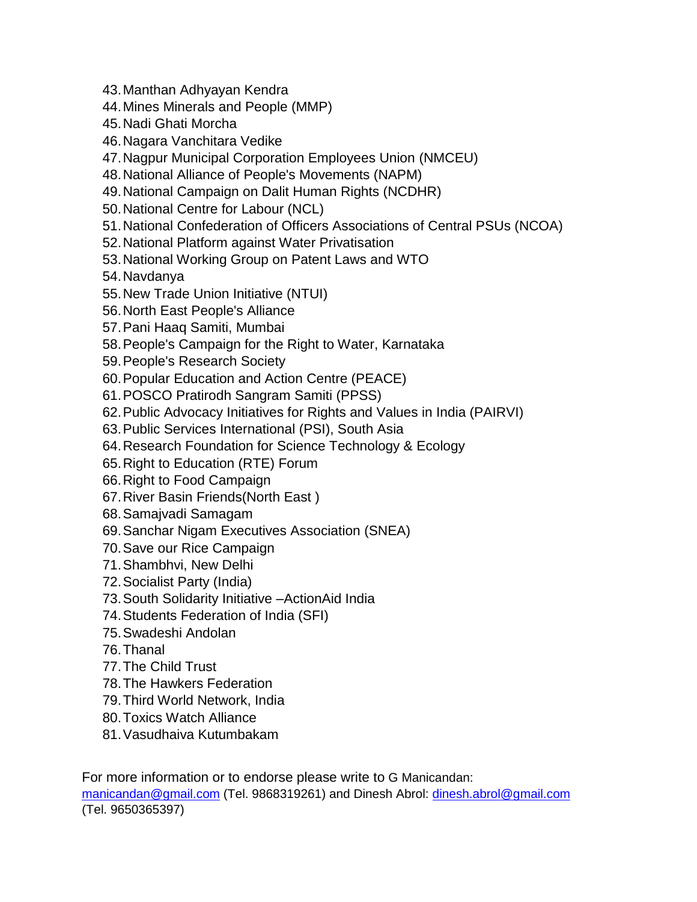43. Manthan Adhyayan Kendra
44. Mines Minerals and People (MMP)
45. Nadi Ghati Morcha
46. Nagara Vanchitara Vedike
47. Nagpur Municipal Corporation Employees Union (NMCEU)
48. National Alliance of People's Movements (NAPM)
49. National Campaign on Dalit Human Rights (NCDHR)
50. National Centre for Labour (NCL)
51. National Confederation of Officers Associations of Central PSUs (NCOA)
52. National Platform against Water Privatisation
53. National Working Group on Patent Laws and WTO
54. Navdanya
55. New Trade Union Initiative (NTUI)
56. North East People's Alliance
57. Pani Haaq Samiti, Mumbai
58. People's Campaign for the Right to Water, Karnataka
59. People's Research Society
60. Popular Education and Action Centre (PEACE)
61. POSCO Pratirodh Sangram Samiti (PPSS)
62. Public Advocacy Initiatives for Rights and Values in India (PAIRVI)
63. Public Services International (PSI), South Asia
64. Research Foundation for Science Technology & Ecology
65. Right to Education (RTE) Forum
66. Right to Food Campaign
67. River Basin Friends(North East )
68. Samajvadi Samagam
69. Sanchar Nigam Executives Association (SNEA)
70. Save our Rice Campaign
71. Shambhvi, New Delhi
72. Socialist Party (India)
73. South Solidarity Initiative –ActionAid India
74. Students Federation of India (SFI)
75. Swadeshi Andolan
76. Thanal
77. The Child Trust
78. The Hawkers Federation
79. Third World Network, India
80. Toxics Watch Alliance
81. Vasudhaiva Kutumbakam

For more information or to endorse please write to G Manicandan: manicandan@gmail.com (Tel. 9868319261) and Dinesh Abrol: dinesh.abrol@gmail.com (Tel. 9650365397)